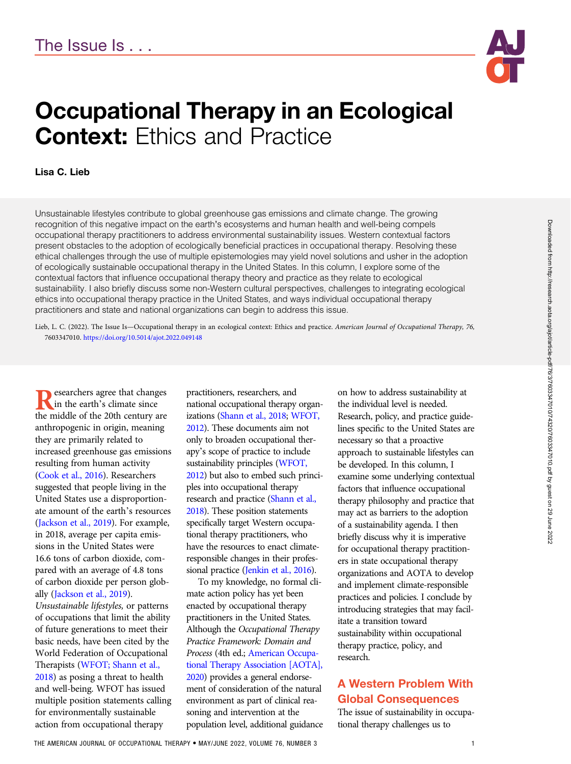The Issue Is . . .

# Occupational Therapy in an Ecological Context: Ethics and Practice

**Lisa C. Lieb**

Unsustainable lifestyles contribute to global greenhouse gas emissions and climate change. The growing recognition of this negative impact on the earth's ecosystems and human health and well-being compels occupational therapy practitioners to address environmental sustainability issues. Western contextual factors present obstacles to the adoption of ecologically beneficial practices in occupational therapy. Resolving these ethical challenges through the use of multiple epistemologies may yield novel solutions and usher in the adoption of ecologically sustainable occupational therapy in the United States. In this column, I explore some of the contextual factors that influence occupational therapy theory and practice as they relate to ecological sustainability. I also briefly discuss some non-Western cultural perspectives, challenges to integrating ecological ethics into occupational therapy practice in the United States, and ways individual occupational therapy practitioners and state and national organizations can begin to address this issue.

Lieb, L. C. (2022). The Issue Is—Occupational therapy in an ecological context: Ethics and practice. *American Journal of Occupational Therapy, 76,* 7603347010. https://doi.org/10.5014/ajot.2022.049148

Researchers agree that changes in the earth's climate since the middle of the 20th century are anthropogenic in origin, meaning they are primarily related to increased greenhouse gas emissions resulting from human activity (Cook et al., 2016). Researchers suggested that people living in the United States use a disproportionate amount of the earth's resources (Jackson et al., 2019). For example, in 2018, average per capita emissions in the United States were 16.6 tons of carbon dioxide, compared with an average of 4.8 tons of carbon dioxide per person globally (Jackson et al., 2019). *Unsustainable lifestyles,* or patterns of occupations that limit the ability of future generations to meet their basic needs, have been cited by the World Federation of Occupational Therapists (WFOT; Shann et al., 2018) as posing a threat to health and well-being. WFOT has issued multiple position statements calling for environmentally sustainable action from occupational therapy practitioners, researchers, and national occupational therapy organizations (Shann et al., 2018; WFOT, 2012). These documents aim not only to broaden occupational therapy's scope of practice to include sustainability principles (WFOT, 2012) but also to embed such principles into occupational therapy research and practice (Shann et al., 2018). These position statements specifically target Western occupational therapy practitioners, who have the resources to enact climate-responsible changes in their professional practice (Jenkin et al., 2016).

To my knowledge, no formal climate action policy has yet been enacted by occupational therapy practitioners in the United States. Although the *Occupational Therapy Practice Framework: Domain and Process* (4th ed.; American Occupational Therapy Association [AOTA], 2020) provides a general endorsement of consideration of the natural environment as part of clinical reasoning and intervention at the population level, additional guidance on how to address sustainability at the individual level is needed. Research, policy, and practice guidelines specific to the United States are necessary so that a proactive approach to sustainable lifestyles can be developed. In this column, I examine some underlying contextual factors that influence occupational therapy philosophy and practice that may act as barriers to the adoption of a sustainability agenda. I then briefly discuss why it is imperative for occupational therapy practitioners in state occupational therapy organizations and AOTA to develop and implement climate-responsible practices and policies. I conclude by introducing strategies that may facilitate a transition toward sustainability within occupational therapy practice, policy, and research.

## A Western Problem With Global Consequences

The issue of sustainability in occupational therapy challenges us to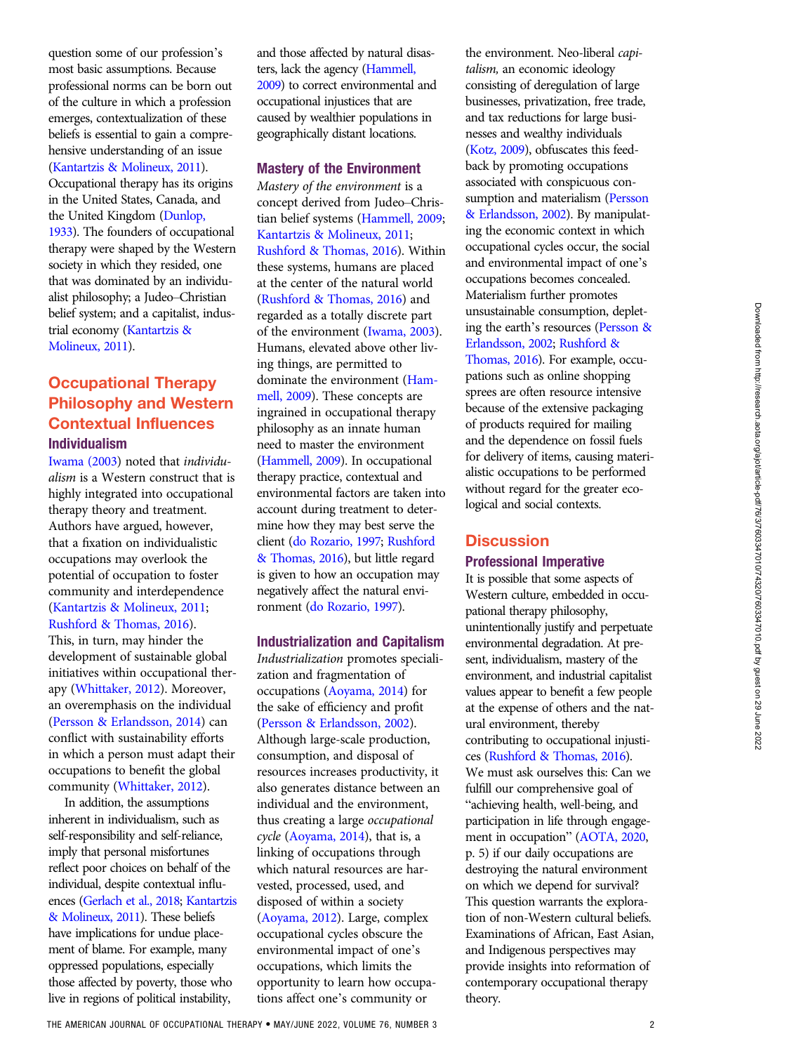question some of our profession's most basic assumptions. Because professional norms can be born out of the culture in which a profession emerges, contextualization of these beliefs is essential to gain a comprehensive understanding of an issue (Kantartzis & Molineux, 2011). Occupational therapy has its origins in the United States, Canada, and the United Kingdom (Dunlop, 1933). The founders of occupational therapy were shaped by the Western society in which they resided, one that was dominated by an individualist philosophy; a Judeo–Christian belief system; and a capitalist, industrial economy (Kantartzis & Molineux, 2011).

## Occupational Therapy Philosophy and Western Contextual Influences

### Individualism

Iwama (2003) noted that *individualism* is a Western construct that is highly integrated into occupational therapy theory and treatment. Authors have argued, however, that a fixation on individualistic occupations may overlook the potential of occupation to foster community and interdependence (Kantartzis & Molineux, 2011; Rushford & Thomas, 2016). This, in turn, may hinder the development of sustainable global initiatives within occupational therapy (Whittaker, 2012). Moreover, an overemphasis on the individual (Persson & Erlandsson, 2014) can conflict with sustainability efforts in which a person must adapt their occupations to benefit the global community (Whittaker, 2012).

In addition, the assumptions inherent in individualism, such as self-responsibility and self-reliance, imply that personal misfortunes reflect poor choices on behalf of the individual, despite contextual influences (Gerlach et al., 2018; Kantartzis & Molineux, 2011). These beliefs have implications for undue placement of blame. For example, many oppressed populations, especially those affected by poverty, those who live in regions of political instability, and those affected by natural disasters, lack the agency (Hammell, 2009) to correct environmental and occupational injustices that are caused by wealthier populations in geographically distant locations.

### Mastery of the Environment

*Mastery of the environment* is a concept derived from Judeo–Christian belief systems (Hammell, 2009; Kantartzis & Molineux, 2011; Rushford & Thomas, 2016). Within these systems, humans are placed at the center of the natural world (Rushford & Thomas, 2016) and regarded as a totally discrete part of the environment (Iwama, 2003). Humans, elevated above other living things, are permitted to dominate the environment (Hammell, 2009). These concepts are ingrained in occupational therapy philosophy as an innate human need to master the environment (Hammell, 2009). In occupational therapy practice, contextual and environmental factors are taken into account during treatment to determine how they may best serve the client (do Rozario, 1997; Rushford & Thomas, 2016), but little regard is given to how an occupation may negatively affect the natural environment (do Rozario, 1997).

### Industrialization and Capitalism

*Industrialization* promotes specialization and fragmentation of occupations (Aoyama, 2014) for the sake of efficiency and profit (Persson & Erlandsson, 2002). Although large-scale production, consumption, and disposal of resources increases productivity, it also generates distance between an individual and the environment, thus creating a large *occupational cycle* (Aoyama, 2014), that is, a linking of occupations through which natural resources are harvested, processed, used, and disposed of within a society (Aoyama, 2012). Large, complex occupational cycles obscure the environmental impact of one's occupations, which limits the opportunity to learn how occupations affect one's community or the environment. Neo-liberal *capitalism,* an economic ideology consisting of deregulation of large businesses, privatization, free trade, and tax reductions for large businesses and wealthy individuals (Kotz, 2009), obfuscates this feedback by promoting occupations associated with conspicuous consumption and materialism (Persson & Erlandsson, 2002). By manipulating the economic context in which occupational cycles occur, the social and environmental impact of one's occupations becomes concealed. Materialism further promotes unsustainable consumption, depleting the earth's resources (Persson & Erlandsson, 2002; Rushford & Thomas, 2016). For example, occupations such as online shopping sprees are often resource intensive because of the extensive packaging of products required for mailing and the dependence on fossil fuels for delivery of items, causing materialistic occupations to be performed without regard for the greater ecological and social contexts.

## Discussion

### Professional Imperative

It is possible that some aspects of Western culture, embedded in occupational therapy philosophy, unintentionally justify and perpetuate environmental degradation. At present, individualism, mastery of the environment, and industrial capitalist values appear to benefit a few people at the expense of others and the natural environment, thereby contributing to occupational injustices (Rushford & Thomas, 2016). We must ask ourselves this: Can we fulfill our comprehensive goal of "achieving health, well-being, and participation in life through engagement in occupation" (AOTA, 2020, p. 5) if our daily occupations are destroying the natural environment on which we depend for survival? This question warrants the exploration of non-Western cultural beliefs. Examinations of African, East Asian, and Indigenous perspectives may provide insights into reformation of contemporary occupational therapy theory.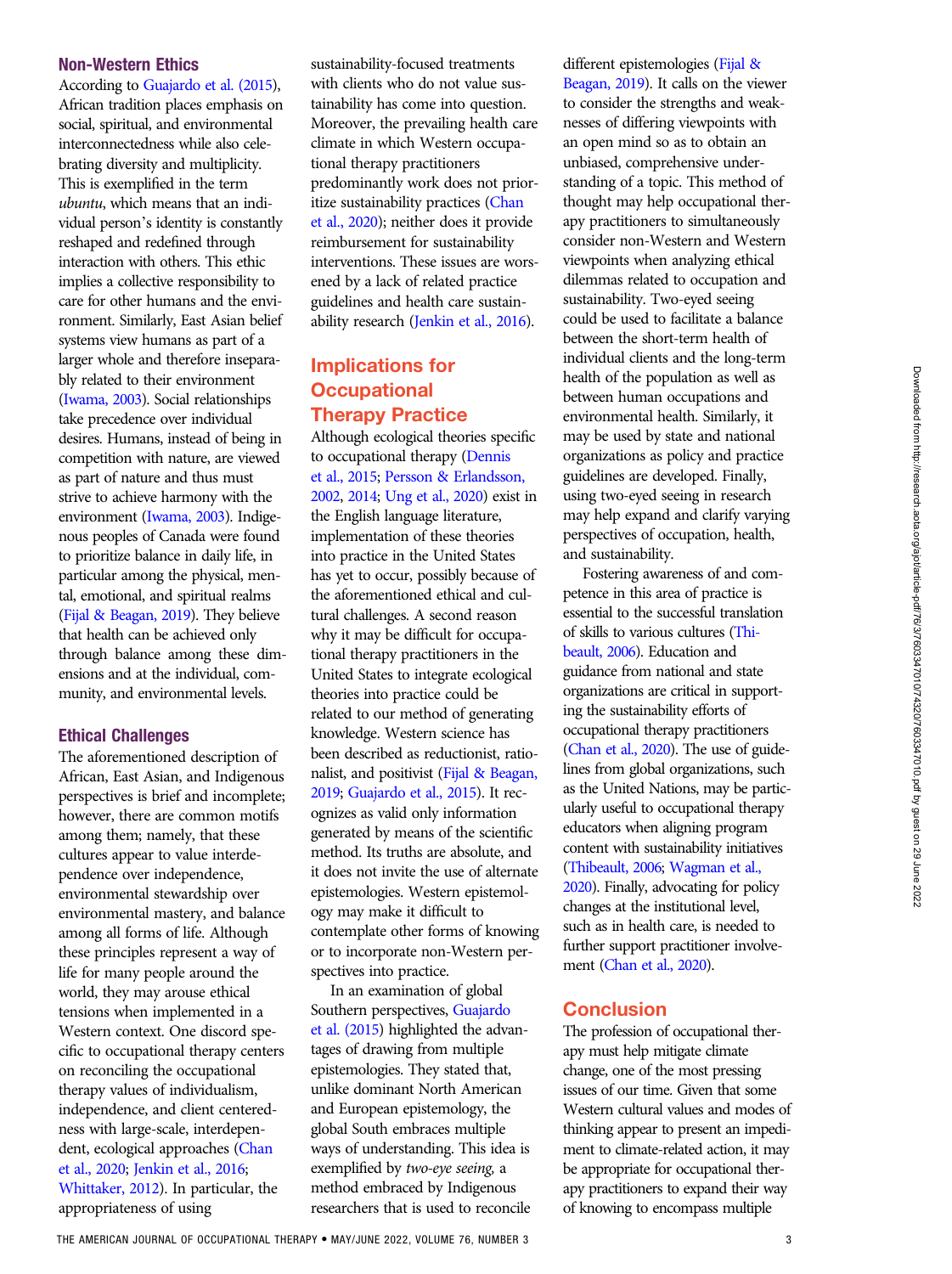### Non-Western Ethics

According to Guajardo et al. (2015), African tradition places emphasis on social, spiritual, and environmental interconnectedness while also celebrating diversity and multiplicity. This is exemplified in the term *ubuntu*, which means that an individual person's identity is constantly reshaped and redefined through interaction with others. This ethic implies a collective responsibility to care for other humans and the environment. Similarly, East Asian belief systems view humans as part of a larger whole and therefore inseparably related to their environment (Iwama, 2003). Social relationships take precedence over individual desires. Humans, instead of being in competition with nature, are viewed as part of nature and thus must strive to achieve harmony with the environment (Iwama, 2003). Indigenous peoples of Canada were found to prioritize balance in daily life, in particular among the physical, mental, emotional, and spiritual realms (Fijal & Beagan, 2019). They believe that health can be achieved only through balance among these dimensions and at the individual, community, and environmental levels.

### Ethical Challenges

The aforementioned description of African, East Asian, and Indigenous perspectives is brief and incomplete; however, there are common motifs among them; namely, that these cultures appear to value interdependence over independence, environmental stewardship over environmental mastery, and balance among all forms of life. Although these principles represent a way of life for many people around the world, they may arouse ethical tensions when implemented in a Western context. One discord specific to occupational therapy centers on reconciling the occupational therapy values of individualism, independence, and client centeredness with large-scale, interdependent, ecological approaches (Chan et al., 2020; Jenkin et al., 2016; Whittaker, 2012). In particular, the appropriateness of using sustainability-focused treatments with clients who do not value sustainability has come into question. Moreover, the prevailing health care climate in which Western occupational therapy practitioners predominantly work does not prioritize sustainability practices (Chan et al., 2020); neither does it provide reimbursement for sustainability interventions. These issues are worsened by a lack of related practice guidelines and health care sustainability research (Jenkin et al., 2016).

## Implications for Occupational Therapy Practice

Although ecological theories specific to occupational therapy (Dennis et al., 2015; Persson & Erlandsson, 2002, 2014; Ung et al., 2020) exist in the English language literature, implementation of these theories into practice in the United States has yet to occur, possibly because of the aforementioned ethical and cultural challenges. A second reason why it may be difficult for occupational therapy practitioners in the United States to integrate ecological theories into practice could be related to our method of generating knowledge. Western science has been described as reductionist, rationalist, and positivist (Fijal & Beagan, 2019; Guajardo et al., 2015). It recognizes as valid only information generated by means of the scientific method. Its truths are absolute, and it does not invite the use of alternate epistemologies. Western epistemology may make it difficult to contemplate other forms of knowing or to incorporate non-Western perspectives into practice.

In an examination of global Southern perspectives, Guajardo et al. (2015) highlighted the advantages of drawing from multiple epistemologies. They stated that, unlike dominant North American and European epistemology, the global South embraces multiple ways of understanding. This idea is exemplified by *two-eye seeing,* a method embraced by Indigenous researchers that is used to reconcile different epistemologies (Fijal & Beagan, 2019). It calls on the viewer to consider the strengths and weaknesses of differing viewpoints with an open mind so as to obtain an unbiased, comprehensive understanding of a topic. This method of thought may help occupational therapy practitioners to simultaneously consider non-Western and Western viewpoints when analyzing ethical dilemmas related to occupation and sustainability. Two-eyed seeing could be used to facilitate a balance between the short-term health of individual clients and the long-term health of the population as well as between human occupations and environmental health. Similarly, it may be used by state and national organizations as policy and practice guidelines are developed. Finally, using two-eyed seeing in research may help expand and clarify varying perspectives of occupation, health, and sustainability.

Fostering awareness of and competence in this area of practice is essential to the successful translation of skills to various cultures (Thibeault, 2006). Education and guidance from national and state organizations are critical in supporting the sustainability efforts of occupational therapy practitioners (Chan et al., 2020). The use of guidelines from global organizations, such as the United Nations, may be particularly useful to occupational therapy educators when aligning program content with sustainability initiatives (Thibeault, 2006; Wagman et al., 2020). Finally, advocating for policy changes at the institutional level, such as in health care, is needed to further support practitioner involvement (Chan et al., 2020).

## Conclusion

The profession of occupational therapy must help mitigate climate change, one of the most pressing issues of our time. Given that some Western cultural values and modes of thinking appear to present an impediment to climate-related action, it may be appropriate for occupational therapy practitioners to expand their way of knowing to encompass multiple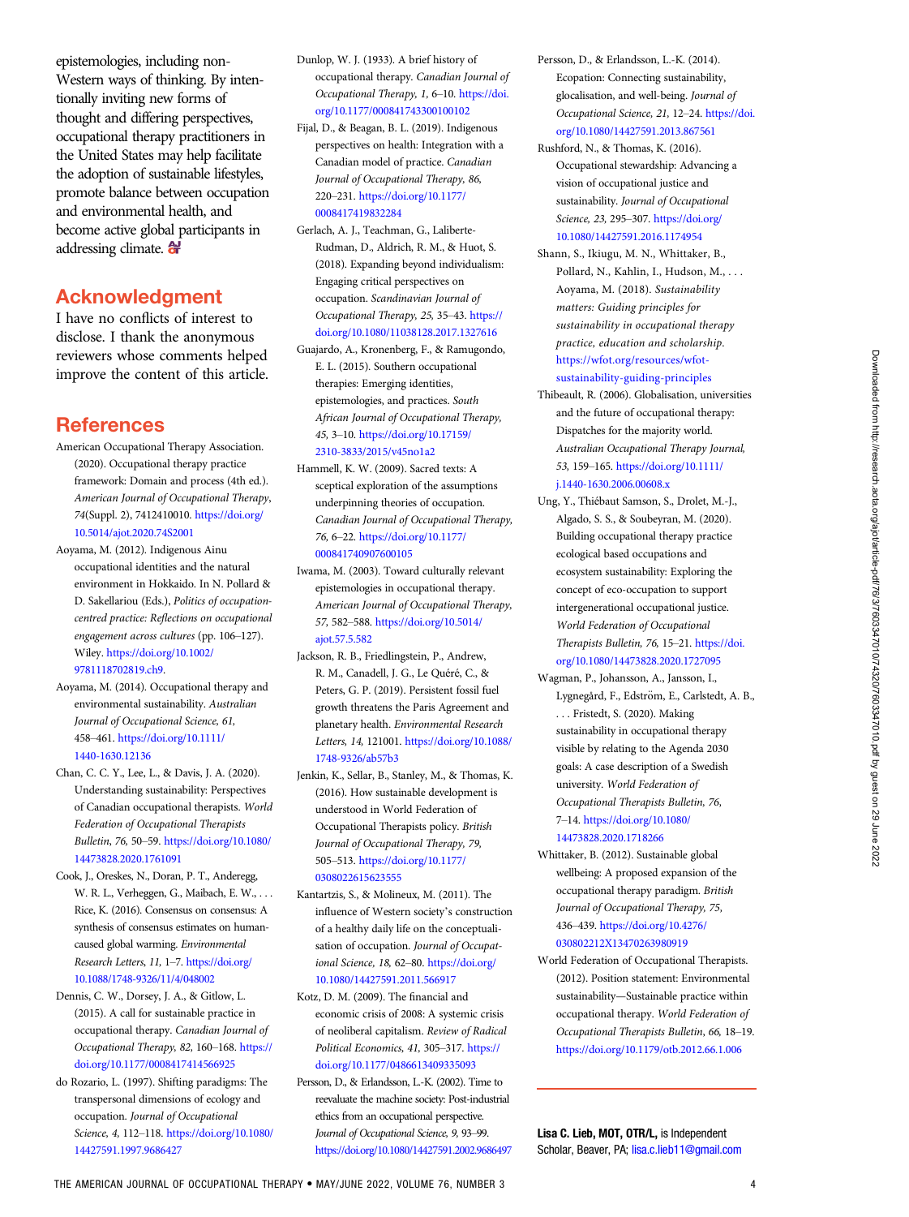epistemologies, including non-Western ways of thinking. By intentionally inviting new forms of thought and differing perspectives, occupational therapy practitioners in the United States may help facilitate the adoption of sustainable lifestyles, promote balance between occupation and environmental health, and become active global participants in addressing climate.

## Acknowledgment

I have no conflicts of interest to disclose. I thank the anonymous reviewers whose comments helped improve the content of this article.

## References

American Occupational Therapy Association. (2020). Occupational therapy practice framework: Domain and process (4th ed.). *American Journal of Occupational Therapy*, *74*(Suppl. 2), 7412410010. https://doi.org/10.5014/ajot.2020.74S2001

Aoyama, M. (2012). Indigenous Ainu occupational identities and the natural environment in Hokkaido. In N. Pollard & D. Sakellariou (Eds.), *Politics of occupation-centred practice: Reflections on occupational engagement across cultures* (pp. 106–127). Wiley. https://doi.org/10.1002/9781118702819.ch9.

Aoyama, M. (2014). Occupational therapy and environmental sustainability. *Australian Journal of Occupational Science, 61,* 458–461. https://doi.org/10.1111/1440-1630.12136

Chan, C. C. Y., Lee, L., & Davis, J. A. (2020). Understanding sustainability: Perspectives of Canadian occupational therapists. *World Federation of Occupational Therapists Bulletin, 76,* 50–59. https://doi.org/10.1080/14473828.2020.1761091

Cook, J., Oreskes, N., Doran, P. T., Anderegg, W. R. L., Verheggen, G., Maibach, E. W., . . . Rice, K. (2016). Consensus on consensus: A synthesis of consensus estimates on human-caused global warming. *Environmental Research Letters, 11,* 1–7. https://doi.org/10.1088/1748-9326/11/4/048002

Dennis, C. W., Dorsey, J. A., & Gitlow, L. (2015). A call for sustainable practice in occupational therapy. *Canadian Journal of Occupational Therapy, 82,* 160–168. https://doi.org/10.1177/0008417414566925

do Rozario, L. (1997). Shifting paradigms: The transpersonal dimensions of ecology and occupation. *Journal of Occupational Science, 4,* 112–118. https://doi.org/10.1080/14427591.1997.9686427

Dunlop, W. J. (1933). A brief history of occupational therapy. *Canadian Journal of Occupational Therapy, 1,* 6–10. https://doi.org/10.1177/000841743300100102

Fijal, D., & Beagan, B. L. (2019). Indigenous perspectives on health: Integration with a Canadian model of practice. *Canadian Journal of Occupational Therapy, 86,* 220–231. https://doi.org/10.1177/0008417419832284

Gerlach, A. J., Teachman, G., Laliberte-Rudman, D., Aldrich, R. M., & Huot, S. (2018). Expanding beyond individualism: Engaging critical perspectives on occupation. *Scandinavian Journal of Occupational Therapy, 25,* 35–43. https://doi.org/10.1080/11038128.2017.1327616

Guajardo, A., Kronenberg, F., & Ramugondo, E. L. (2015). Southern occupational therapies: Emerging identities, epistemologies, and practices. *South African Journal of Occupational Therapy, 45,* 3–10. https://doi.org/10.17159/2310-3833/2015/v45no1a2

Hammell, K. W. (2009). Sacred texts: A sceptical exploration of the assumptions underpinning theories of occupation. *Canadian Journal of Occupational Therapy, 76,* 6–22. https://doi.org/10.1177/000841740907600105

Iwama, M. (2003). Toward culturally relevant epistemologies in occupational therapy. *American Journal of Occupational Therapy, 57,* 582–588. https://doi.org/10.5014/ajot.57.5.582

Jackson, R. B., Friedlingstein, P., Andrew, R. M., Canadell, J. G., Le Quéré, C., & Peters, G. P. (2019). Persistent fossil fuel growth threatens the Paris Agreement and planetary health. *Environmental Research Letters, 14,* 121001. https://doi.org/10.1088/1748-9326/ab57b3

Jenkin, K., Sellar, B., Stanley, M., & Thomas, K. (2016). How sustainable development is understood in World Federation of Occupational Therapists policy. *British Journal of Occupational Therapy, 79,* 505–513. https://doi.org/10.1177/0308022615623555

Kantartzis, S., & Molineux, M. (2011). The influence of Western society's construction of a healthy daily life on the conceptualisation of occupation. *Journal of Occupational Science, 18,* 62–80. https://doi.org/10.1080/14427591.2011.566917

Kotz, D. M. (2009). The financial and economic crisis of 2008: A systemic crisis of neoliberal capitalism. *Review of Radical Political Economics, 41,* 305–317. https://doi.org/10.1177/0486613409335093

Persson, D., & Erlandsson, L.-K. (2002). Time to reevaluate the machine society: Post-industrial ethics from an occupational perspective. *Journal of Occupational Science, 9,* 93–99. https://doi.org/10.1080/14427591.2002.9686497

Persson, D., & Erlandsson, L.-K. (2014). Ecopation: Connecting sustainability, glocalisation, and well-being. *Journal of Occupational Science, 21,* 12–24. https://doi.org/10.1080/14427591.2013.867561

Rushford, N., & Thomas, K. (2016). Occupational stewardship: Advancing a vision of occupational justice and sustainability. *Journal of Occupational Science, 23,* 295–307. https://doi.org/10.1080/14427591.2016.1174954

Shann, S., Ikiugu, M. N., Whittaker, B., Pollard, N., Kahlin, I., Hudson, M., . . . Aoyama, M. (2018). *Sustainability matters: Guiding principles for sustainability in occupational therapy practice, education and scholarship.* https://wfot.org/resources/wfot-sustainability-guiding-principles

Thibeault, R. (2006). Globalisation, universities and the future of occupational therapy: Dispatches for the majority world. *Australian Occupational Therapy Journal, 53,* 159–165. https://doi.org/10.1111/j.1440-1630.2006.00608.x

Ung, Y., Thiébaut Samson, S., Drolet, M.-J., Algado, S. S., & Soubeyran, M. (2020). Building occupational therapy practice ecological based occupations and ecosystem sustainability: Exploring the concept of eco-occupation to support intergenerational occupational justice. *World Federation of Occupational Therapists Bulletin, 76,* 15–21. https://doi.org/10.1080/14473828.2020.1727095

Wagman, P., Johansson, A., Jansson, I., Lygnegård, F., Edström, E., Carlstedt, A. B., . . . Fristedt, S. (2020). Making sustainability in occupational therapy visible by relating to the Agenda 2030 goals: A case description of a Swedish university. *World Federation of Occupational Therapists Bulletin, 76,* 7–14. https://doi.org/10.1080/14473828.2020.1718266

Whittaker, B. (2012). Sustainable global wellbeing: A proposed expansion of the occupational therapy paradigm. *British Journal of Occupational Therapy, 75,* 436–439. https://doi.org/10.4276/030802212X13470263980919

World Federation of Occupational Therapists. (2012). Position statement: Environmental sustainability—Sustainable practice within occupational therapy. *World Federation of Occupational Therapists Bulletin, 66,* 18–19. https://doi.org/10.1179/otb.2012.66.1.006

**Lisa C. Lieb, MOT, OTR/L,** is Independent Scholar, Beaver, PA; lisa.c.lieb11@gmail.com